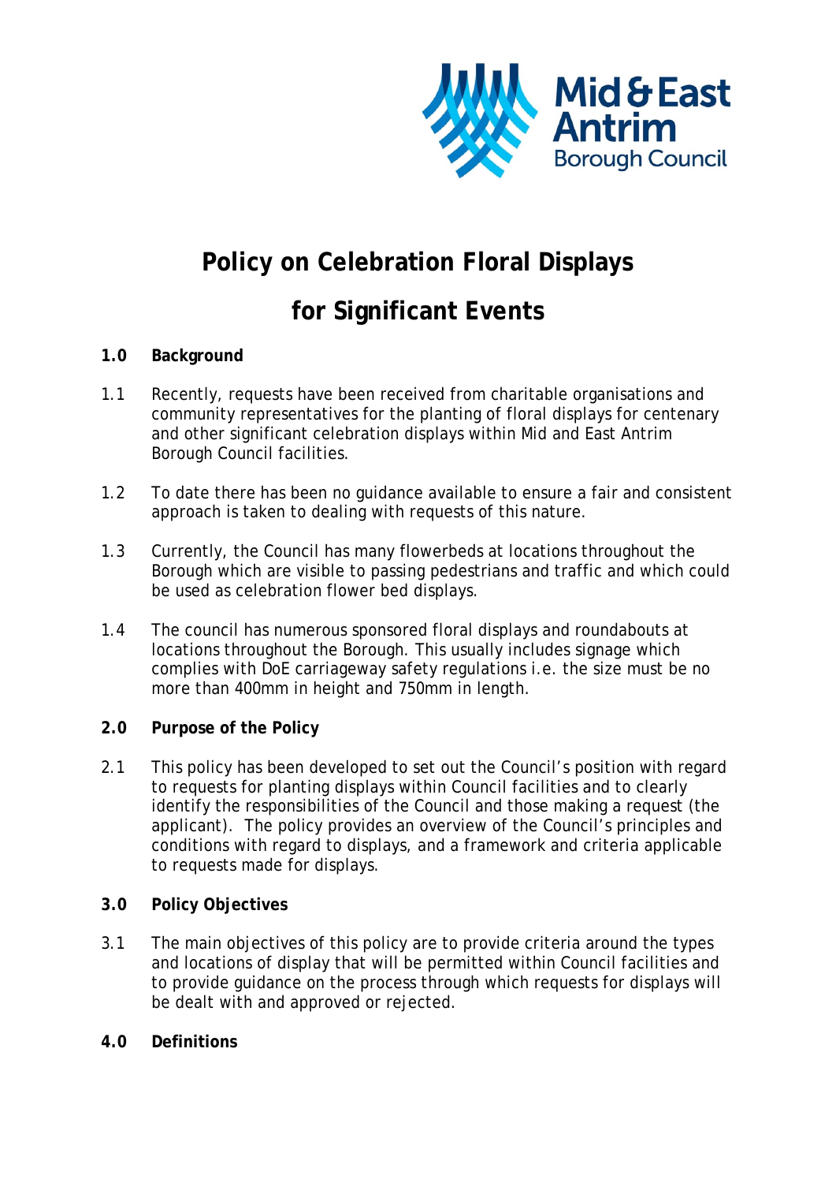Mid & East Antrim Borough Council

# Policy on Celebration Floral Displays for Significant Events

## 1.0 Background

1.1 Recently, requests have been received from charitable organisations and community representatives for the planting of floral displays for centenary and other significant celebration displays within Mid and East Antrim Borough Council facilities.

1.2 To date there has been no guidance available to ensure a fair and consistent approach is taken to dealing with requests of this nature.

1.3 Currently, the Council has many flowerbeds at locations throughout the Borough which are visible to passing pedestrians and traffic and which could be used as celebration flower bed displays.

1.4 The council has numerous sponsored floral displays and roundabouts at locations throughout the Borough. This usually includes signage which complies with DoE carriageway safety regulations i.e. the size must be no more than 400mm in height and 750mm in length.

## 2.0 Purpose of the Policy

2.1 This policy has been developed to set out the Council's position with regard to requests for planting displays within Council facilities and to clearly identify the responsibilities of the Council and those making a request (the applicant). The policy provides an overview of the Council's principles and conditions with regard to displays, and a framework and criteria applicable to requests made for displays.

## 3.0 Policy Objectives

3.1 The main objectives of this policy are to provide criteria around the types and locations of display that will be permitted within Council facilities and to provide guidance on the process through which requests for displays will be dealt with and approved or rejected.

## 4.0 Definitions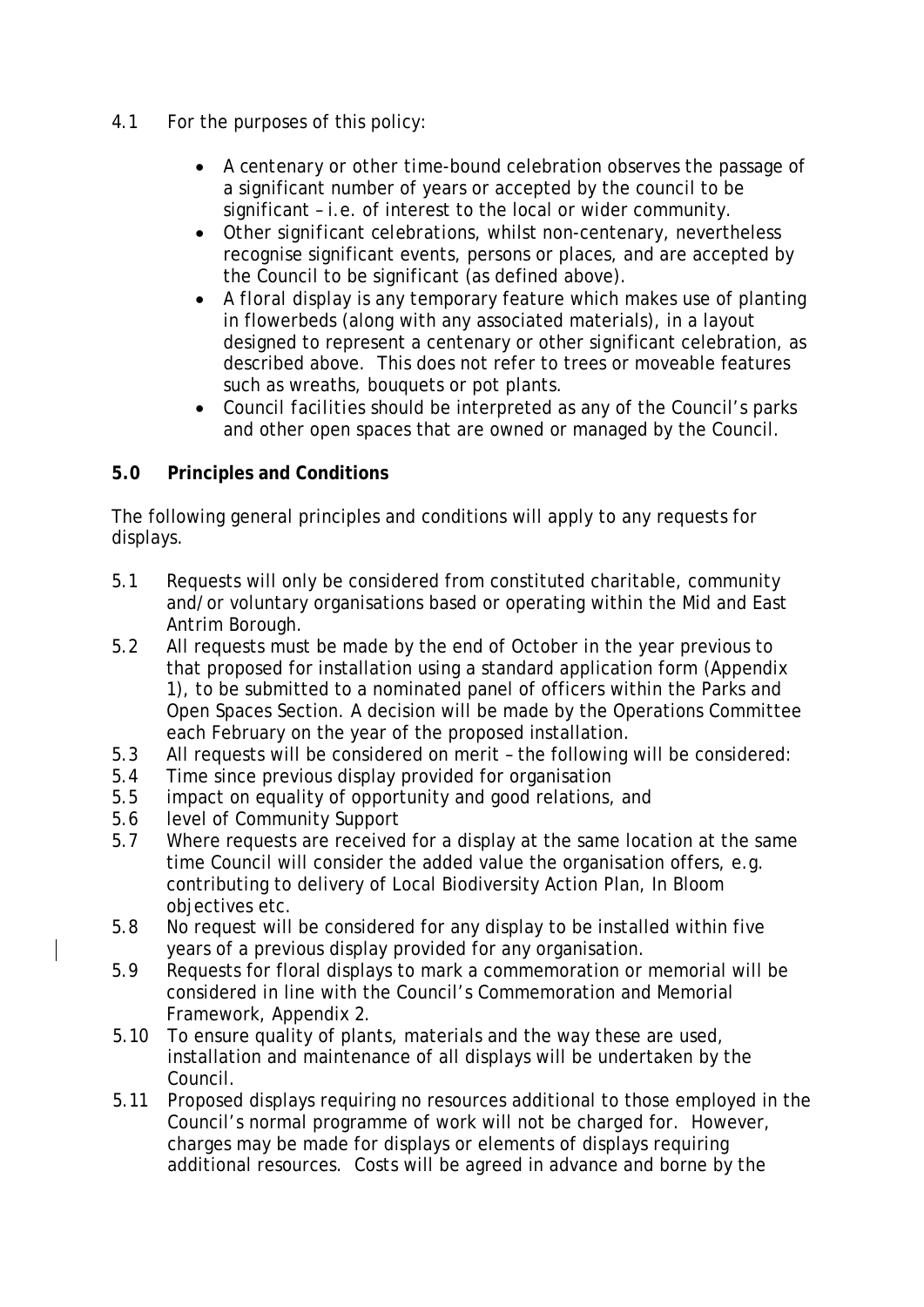4.1 For the purposes of this policy:

- *A centenary or other time-bound celebration* observes the passage of a significant number of years or accepted by the council to be significant – i.e. of interest to the local or wider community.
- *Other significant celebrations*, whilst non-centenary, nevertheless recognise significant events, persons or places, and are accepted by the Council to be significant (as defined above).
- *A floral display* is any temporary feature which makes use of planting in flowerbeds (along with any associated materials), in a layout designed to represent a centenary or other significant celebration, as described above. This does not refer to trees or moveable features such as wreaths, bouquets or pot plants.
- *Council facilities* should be interpreted as any of the Council's parks and other open spaces that are owned or managed by the Council.

**5.0 Principles and Conditions**

The following general principles and conditions will apply to any requests for displays.

5.1 Requests will only be considered from constituted charitable, community and/or voluntary organisations based or operating within the Mid and East Antrim Borough.

5.2 All requests must be made by the end of October in the year previous to that proposed for installation using a standard application form (Appendix 1), to be submitted to a nominated panel of officers within the Parks and Open Spaces Section. A decision will be made by the Operations Committee each February on the year of the proposed installation.

5.3 All requests will be considered on merit – the following will be considered:

5.4 Time since previous display provided for organisation

5.5 impact on equality of opportunity and good relations, and

5.6 level of Community Support

5.7 Where requests are received for a display at the same location at the same time Council will consider the added value the organisation offers, e.g. contributing to delivery of Local Biodiversity Action Plan, In Bloom objectives etc.

5.8 No request will be considered for any display to be installed within five years of a previous display provided for any organisation.

5.9 Requests for floral displays to mark a commemoration or memorial will be considered in line with the Council's Commemoration and Memorial Framework, Appendix 2.

5.10 To ensure quality of plants, materials and the way these are used, installation and maintenance of all displays will be undertaken by the Council.

5.11 Proposed displays requiring no resources additional to those employed in the Council's normal programme of work will not be charged for. However, charges may be made for displays or elements of displays requiring additional resources. Costs will be agreed in advance and borne by the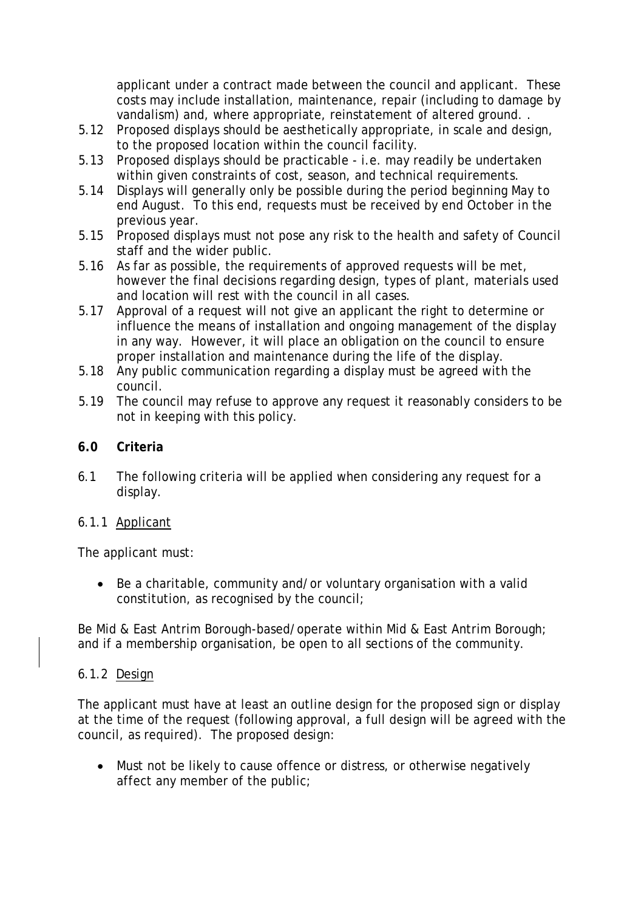applicant under a contract made between the council and applicant. These costs may include installation, maintenance, repair (including to damage by vandalism) and, where appropriate, reinstatement of altered ground. .

5.12 Proposed displays should be aesthetically appropriate, in scale and design, to the proposed location within the council facility.

5.13 Proposed displays should be practicable - i.e. may readily be undertaken within given constraints of cost, season, and technical requirements.

5.14 Displays will generally only be possible during the period beginning May to end August. To this end, requests must be received by end October in the previous year.

5.15 Proposed displays must not pose any risk to the health and safety of Council staff and the wider public.

5.16 As far as possible, the requirements of approved requests will be met, however the final decisions regarding design, types of plant, materials used and location will rest with the council in all cases.

5.17 Approval of a request will not give an applicant the right to determine or influence the means of installation and ongoing management of the display in any way. However, it will place an obligation on the council to ensure proper installation and maintenance during the life of the display.

5.18 Any public communication regarding a display must be agreed with the council.

5.19 The council may refuse to approve any request it reasonably considers to be not in keeping with this policy.

## 6.0 Criteria

6.1 The following criteria will be applied when considering any request for a display.

### 6.1.1 Applicant

The applicant must:

- Be a charitable, community and/or voluntary organisation with a valid constitution, as recognised by the council;

Be Mid & East Antrim Borough-based/operate within Mid & East Antrim Borough; and if a membership organisation, be open to all sections of the community.

### 6.1.2 Design

The applicant must have at least an outline design for the proposed sign or display at the time of the request (following approval, a full design will be agreed with the council, as required). The proposed design:

- Must not be likely to cause offence or distress, or otherwise negatively affect any member of the public;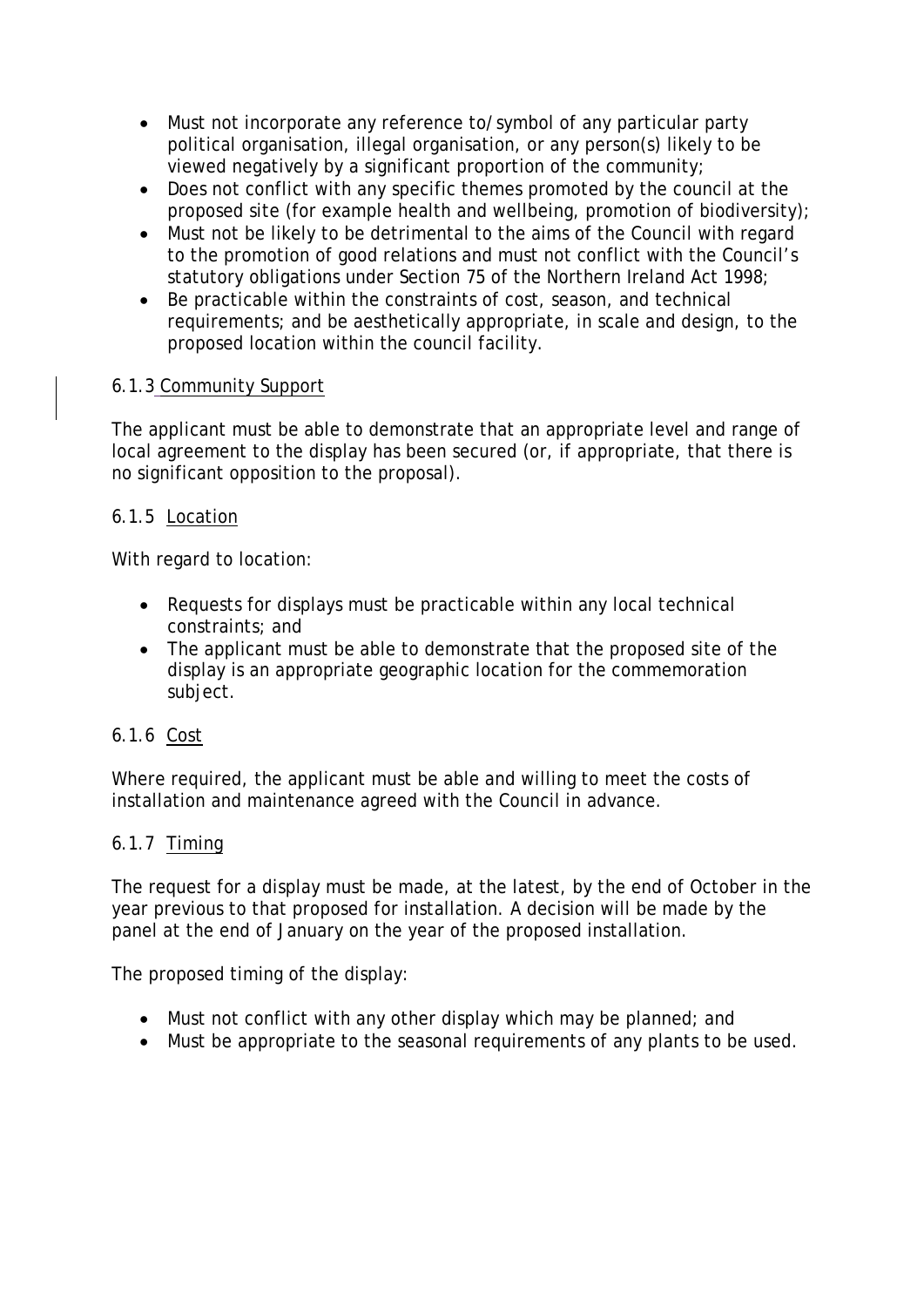- Must not incorporate any reference to/symbol of any particular party political organisation, illegal organisation, or any person(s) likely to be viewed negatively by a significant proportion of the community;
- Does not conflict with any specific themes promoted by the council at the proposed site (for example health and wellbeing, promotion of biodiversity);
- Must not be likely to be detrimental to the aims of the Council with regard to the promotion of good relations and must not conflict with the Council's statutory obligations under Section 75 of the Northern Ireland Act 1998;
- Be practicable within the constraints of cost, season, and technical requirements; and be aesthetically appropriate, in scale and design, to the proposed location within the council facility.

6.1.3 Community Support

The applicant must be able to demonstrate that an appropriate level and range of local agreement to the display has been secured (or, if appropriate, that there is no significant opposition to the proposal).

6.1.5 Location

With regard to location:

- Requests for displays must be practicable within any local technical constraints; and
- The applicant must be able to demonstrate that the proposed site of the display is an appropriate geographic location for the commemoration subject.

6.1.6 Cost

Where required, the applicant must be able and willing to meet the costs of installation and maintenance agreed with the Council in advance.

6.1.7 Timing

The request for a display must be made, at the latest, by the end of October in the year previous to that proposed for installation. A decision will be made by the panel at the end of January on the year of the proposed installation.

The proposed timing of the display:

- Must not conflict with any other display which may be planned; and
- Must be appropriate to the seasonal requirements of any plants to be used.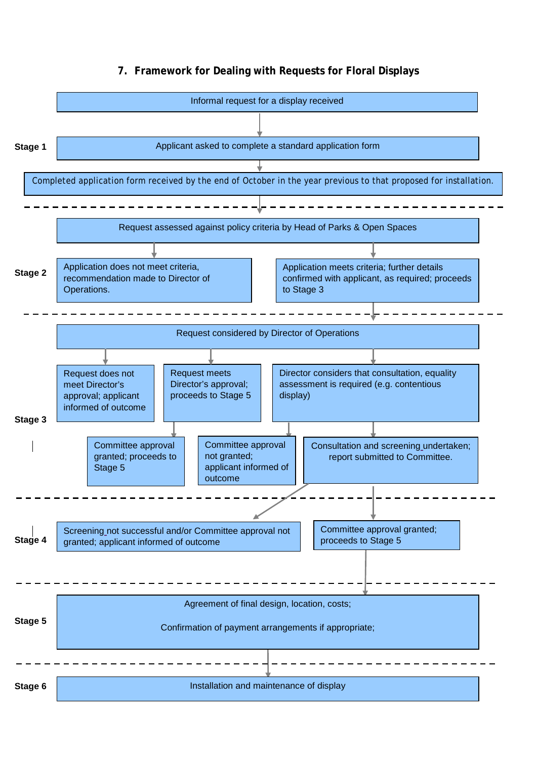## 7. Framework for Dealing with Requests for Floral Displays

Informal request for a display received

**Stage 1**

- Applicant asked to complete a standard application form
- Completed application form received by the end of October in the year previous to that proposed for installation.

**Stage 2**

- Request assessed against policy criteria by Head of Parks & Open Spaces
  - Application does not meet criteria, recommendation made to Director of Operations.
  - Application meets criteria; further details confirmed with applicant, as required; proceeds to Stage 3

**Stage 3**

- Request considered by Director of Operations
  - Request does not meet Director's approval; applicant informed of outcome
  - Request meets Director's approval; proceeds to Stage 5
    - Committee approval granted; proceeds to Stage 5
  - Director considers that consultation, equality assessment is required (e.g. contentious display)
    - Committee approval not granted; applicant informed of outcome
    - Consultation and screening undertaken; report submitted to Committee.

**Stage 4**

- Screening not successful and/or Committee approval not granted; applicant informed of outcome
- Committee approval granted; proceeds to Stage 5

**Stage 5**

Agreement of final design, location, costs;

Confirmation of payment arrangements if appropriate;

**Stage 6**

Installation and maintenance of display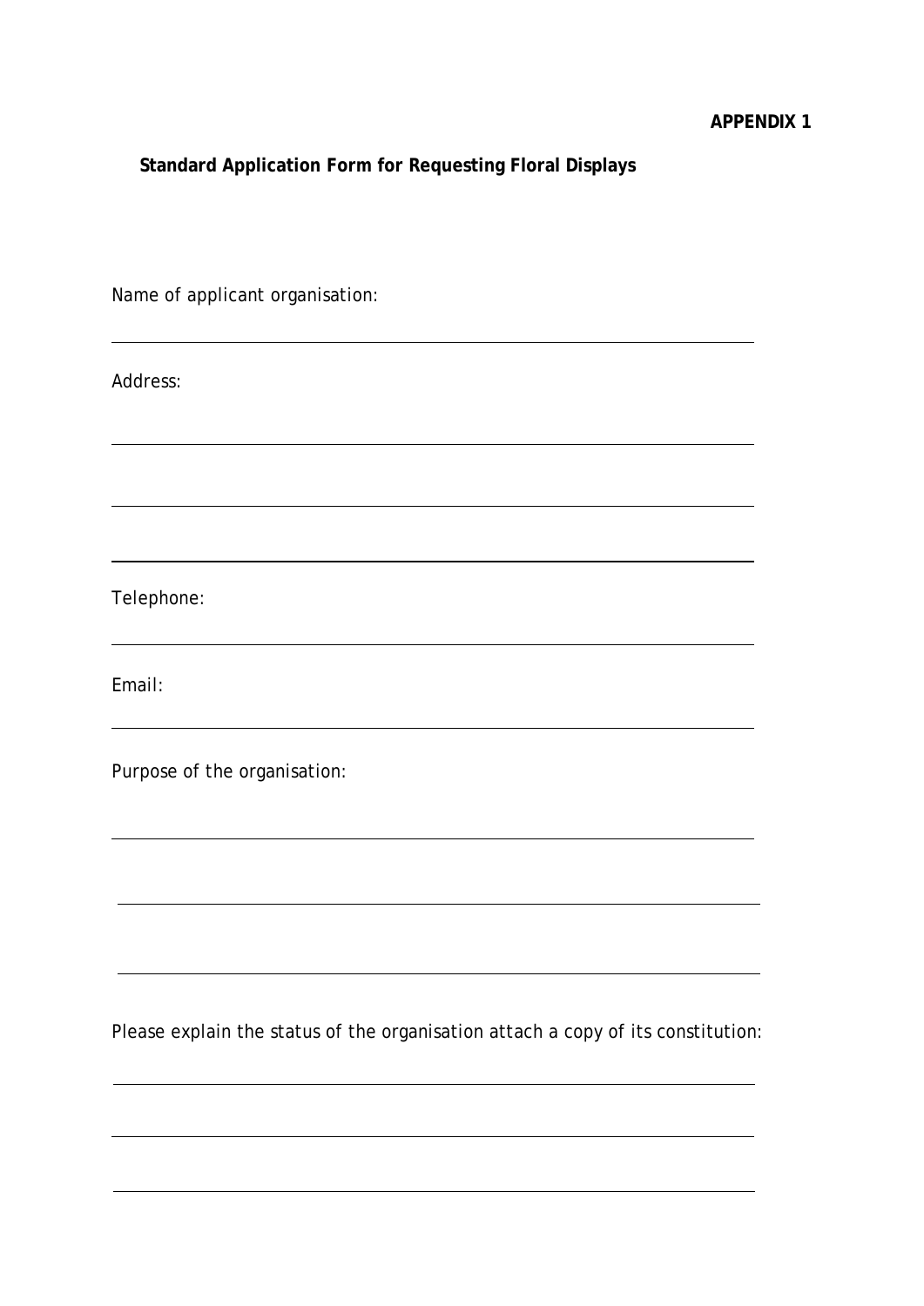**APPENDIX 1**

**Standard Application Form for Requesting Floral Displays**

Name of applicant organisation:

Address:

Telephone:

Email:

Purpose of the organisation:

Please explain the status of the organisation attach a copy of its constitution: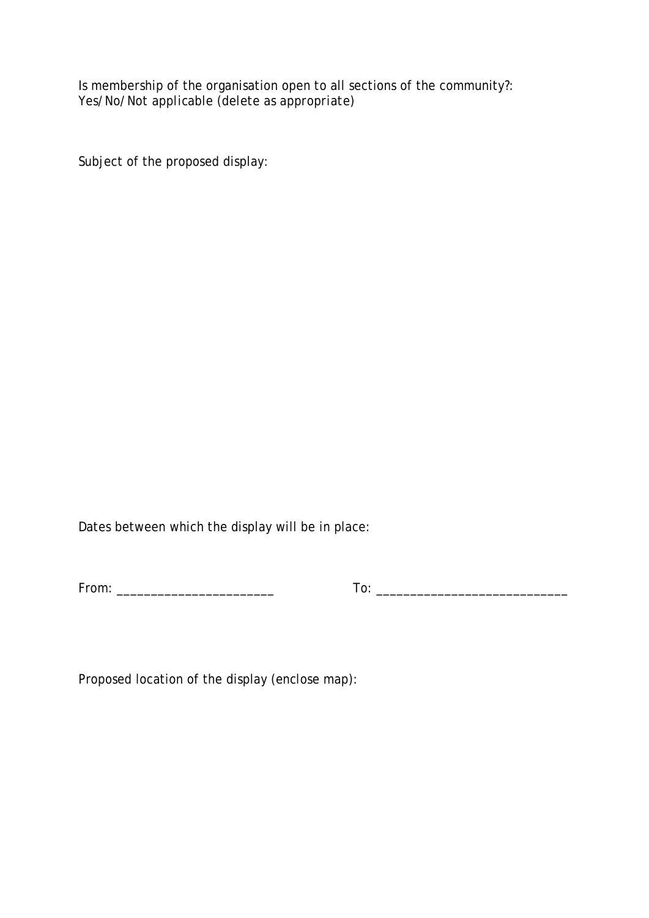Is membership of the organisation open to all sections of the community?:
Yes/No/Not applicable (delete as appropriate)

Subject of the proposed display:

Dates between which the display will be in place:

From: _______________________ To: ____________________________

Proposed location of the display (enclose map):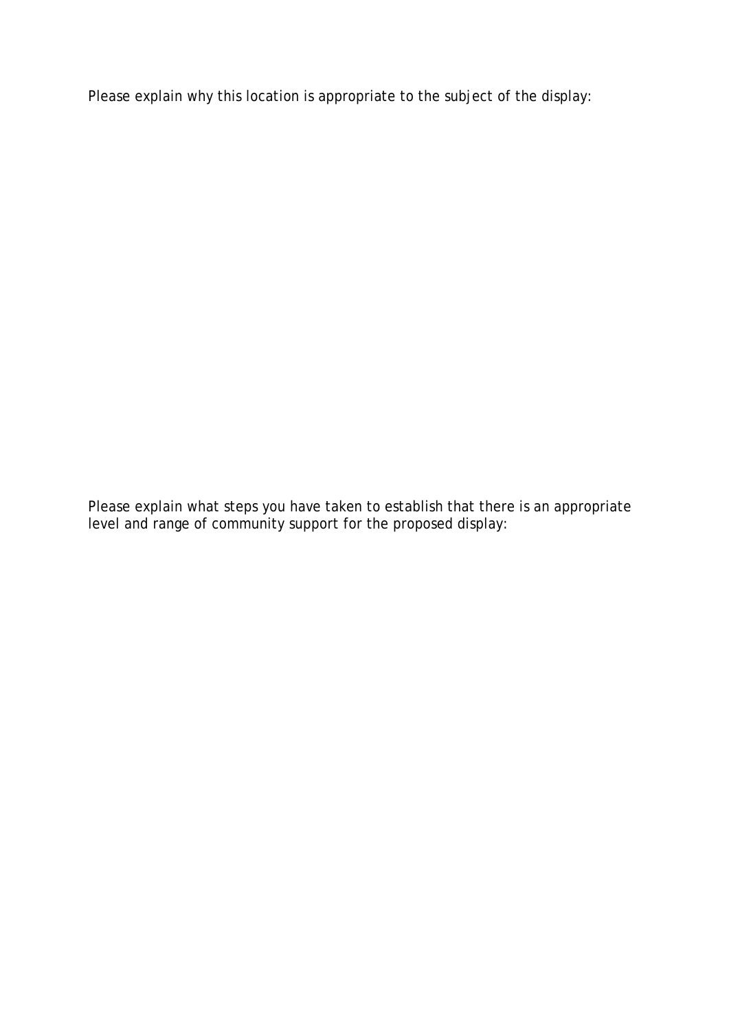Please explain why this location is appropriate to the subject of the display:

Please explain what steps you have taken to establish that there is an appropriate level and range of community support for the proposed display: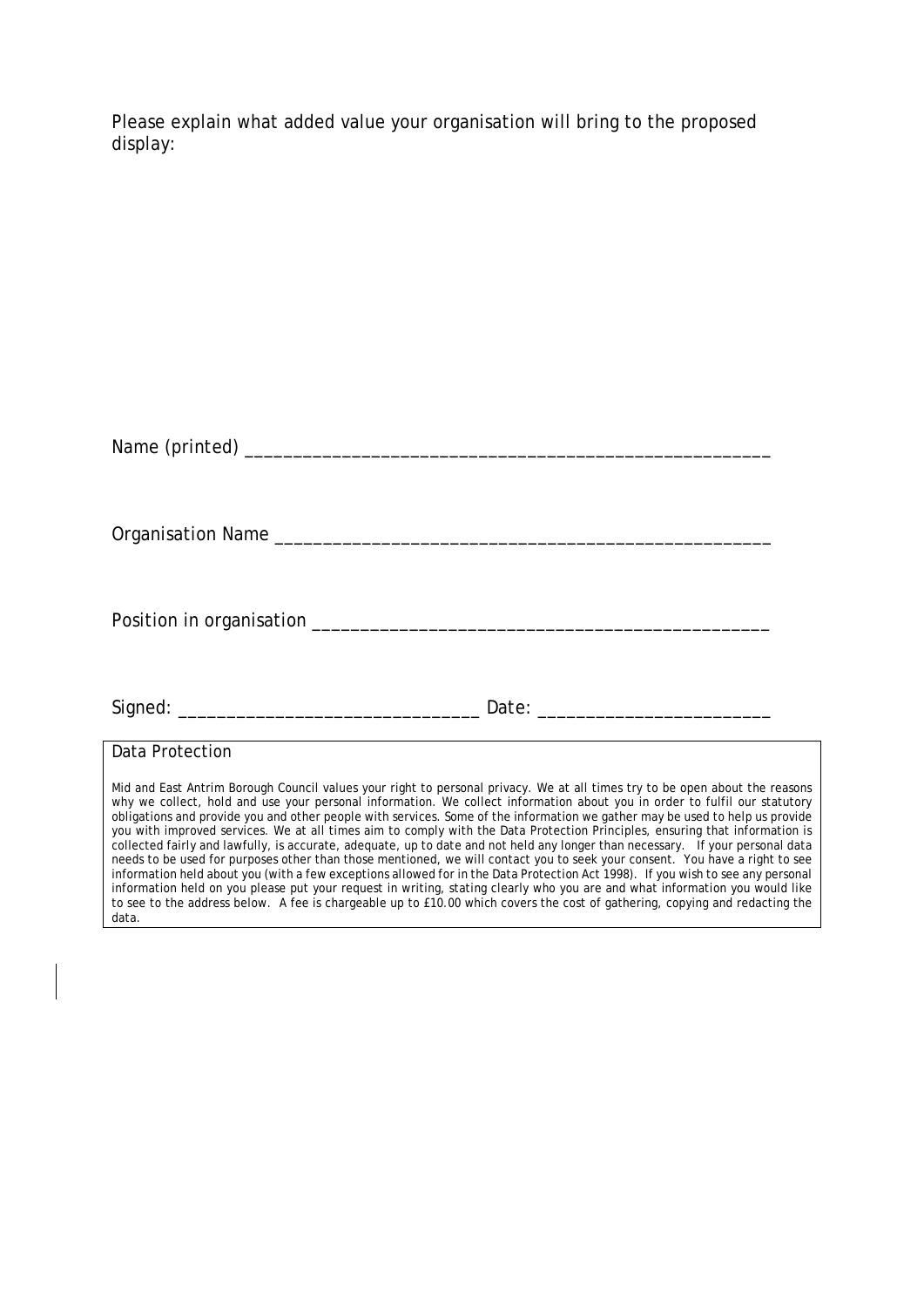Please explain what added value your organisation will bring to the proposed display:

Name (printed) ______________________________________________________

Organisation Name __________________________________________________

Position in organisation _______________________________________________

Signed: ______________________________ Date: ______________________

Data Protection

Mid and East Antrim Borough Council values your right to personal privacy. We at all times try to be open about the reasons why we collect, hold and use your personal information. We collect information about you in order to fulfil our statutory obligations and provide you and other people with services. Some of the information we gather may be used to help us provide you with improved services. We at all times aim to comply with the Data Protection Principles, ensuring that information is collected fairly and lawfully, is accurate, adequate, up to date and not held any longer than necessary. If your personal data needs to be used for purposes other than those mentioned, we will contact you to seek your consent. You have a right to see information held about you (with a few exceptions allowed for in the Data Protection Act 1998). If you wish to see any personal information held on you please put your request in writing, stating clearly who you are and what information you would like to see to the address below. A fee is chargeable up to £10.00 which covers the cost of gathering, copying and redacting the data.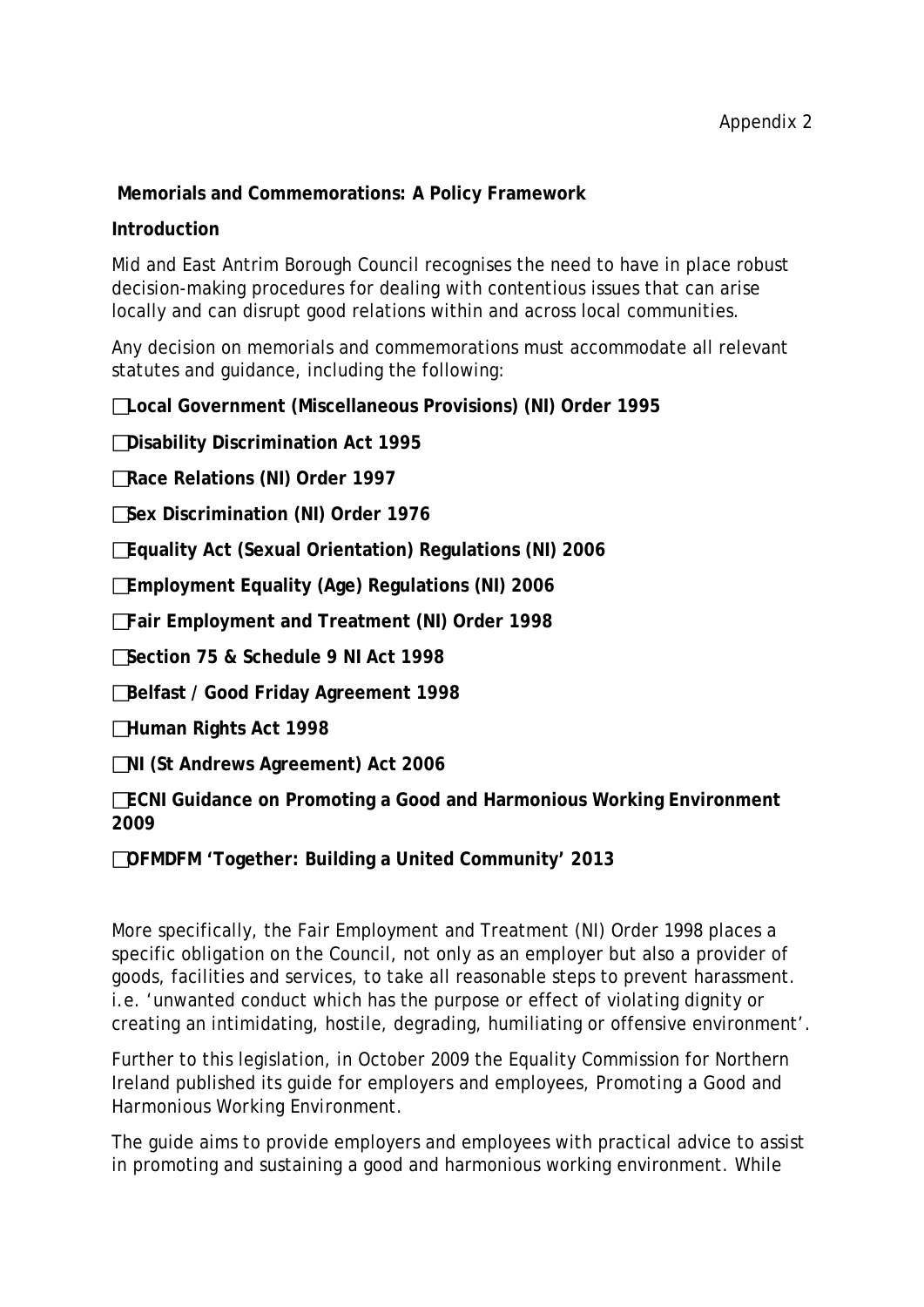Appendix 2

**Memorials and Commemorations: A Policy Framework**

**Introduction**

Mid and East Antrim Borough Council recognises the need to have in place robust decision-making procedures for dealing with contentious issues that can arise locally and can disrupt good relations within and across local communities.

Any decision on memorials and commemorations must accommodate all relevant statutes and guidance, including the following:

- **Local Government (Miscellaneous Provisions) (NI) Order 1995**
- **Disability Discrimination Act 1995**
- **Race Relations (NI) Order 1997**
- **Sex Discrimination (NI) Order 1976**
- **Equality Act (Sexual Orientation) Regulations (NI) 2006**
- **Employment Equality (Age) Regulations (NI) 2006**
- **Fair Employment and Treatment (NI) Order 1998**
- **Section 75 & Schedule 9 NI Act 1998**
- **Belfast / Good Friday Agreement 1998**
- **Human Rights Act 1998**
- **NI (St Andrews Agreement) Act 2006**
- **ECNI Guidance on Promoting a Good and Harmonious Working Environment 2009**
- **OFMDFM 'Together: Building a United Community' 2013**

More specifically, the Fair Employment and Treatment (NI) Order 1998 places a specific obligation on the Council, not only as an employer but also a provider of goods, facilities and services, to take all reasonable steps to prevent harassment. i.e. 'unwanted conduct which has the purpose or effect of violating dignity or creating an intimidating, hostile, degrading, humiliating or offensive environment'.

Further to this legislation, in October 2009 the Equality Commission for Northern Ireland published its guide for employers and employees, Promoting a Good and Harmonious Working Environment.

The guide aims to provide employers and employees with practical advice to assist in promoting and sustaining a good and harmonious working environment. While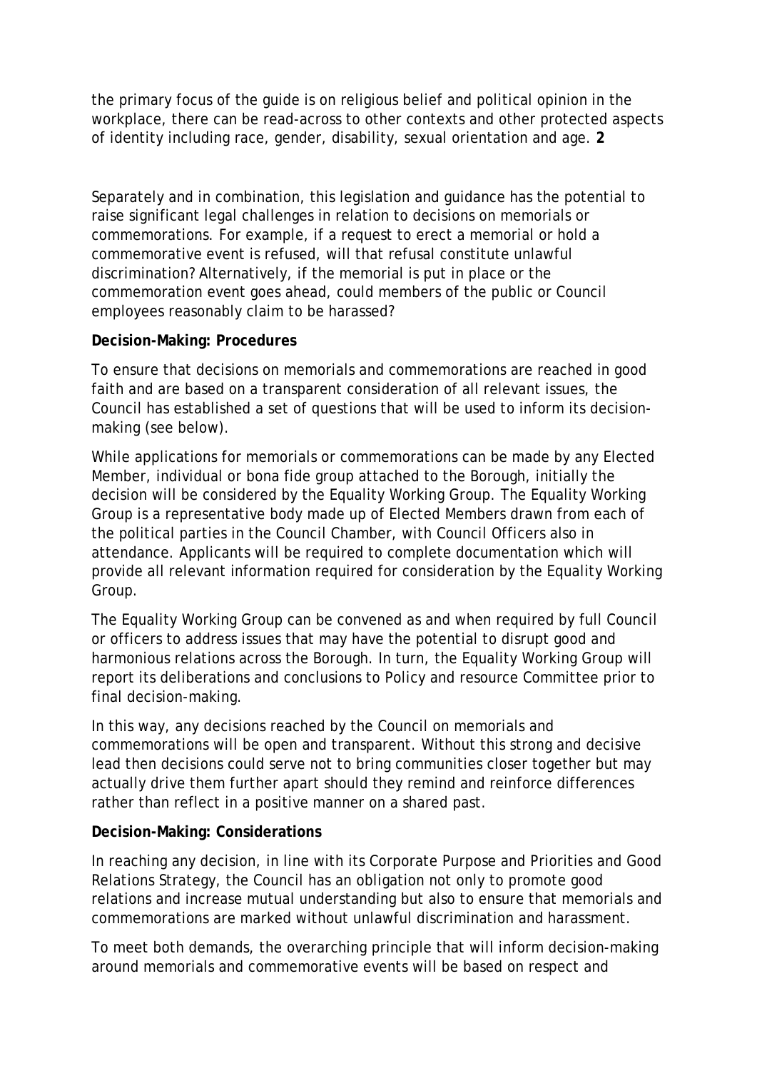the primary focus of the guide is on religious belief and political opinion in the workplace, there can be read-across to other contexts and other protected aspects of identity including race, gender, disability, sexual orientation and age. **2**

Separately and in combination, this legislation and guidance has the potential to raise significant legal challenges in relation to decisions on memorials or commemorations. For example, if a request to erect a memorial or hold a commemorative event is refused, will that refusal constitute unlawful discrimination? Alternatively, if the memorial is put in place or the commemoration event goes ahead, could members of the public or Council employees reasonably claim to be harassed?

**Decision-Making: Procedures**

To ensure that decisions on memorials and commemorations are reached in good faith and are based on a transparent consideration of all relevant issues, the Council has established a set of questions that will be used to inform its decision-making (see below).

While applications for memorials or commemorations can be made by any Elected Member, individual or bona fide group attached to the Borough, initially the decision will be considered by the Equality Working Group. The Equality Working Group is a representative body made up of Elected Members drawn from each of the political parties in the Council Chamber, with Council Officers also in attendance. Applicants will be required to complete documentation which will provide all relevant information required for consideration by the Equality Working Group.

The Equality Working Group can be convened as and when required by full Council or officers to address issues that may have the potential to disrupt good and harmonious relations across the Borough. In turn, the Equality Working Group will report its deliberations and conclusions to Policy and resource Committee prior to final decision-making.

In this way, any decisions reached by the Council on memorials and commemorations will be open and transparent. Without this strong and decisive lead then decisions could serve not to bring communities closer together but may actually drive them further apart should they remind and reinforce differences rather than reflect in a positive manner on a shared past.

**Decision-Making: Considerations**

In reaching any decision, in line with its Corporate Purpose and Priorities and Good Relations Strategy, the Council has an obligation not only to promote good relations and increase mutual understanding but also to ensure that memorials and commemorations are marked without unlawful discrimination and harassment.

To meet both demands, the overarching principle that will inform decision-making around memorials and commemorative events will be based on respect and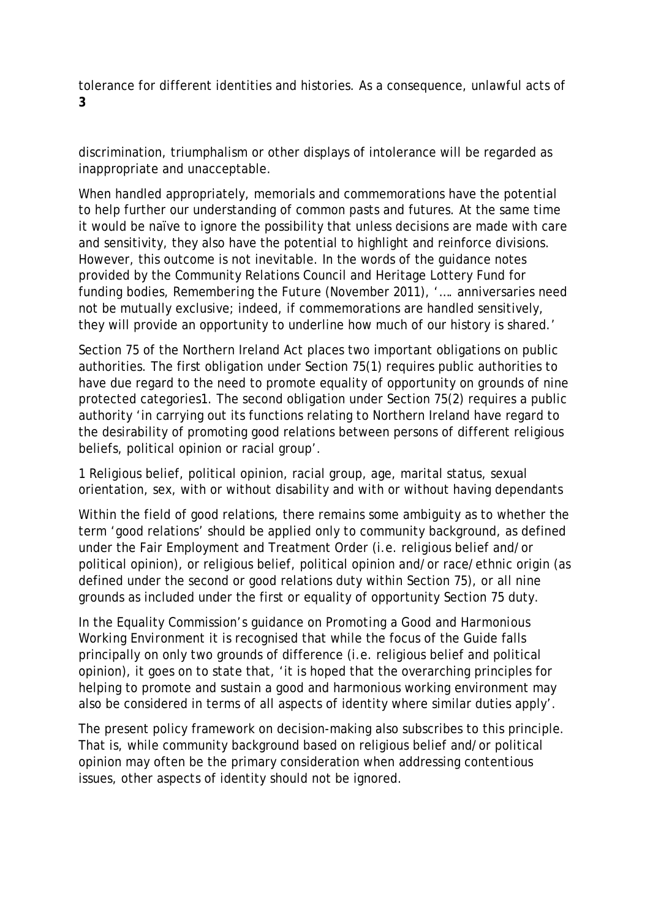tolerance for different identities and histories. As a consequence, unlawful acts of discrimination, triumphalism or other displays of intolerance will be regarded as inappropriate and unacceptable.

When handled appropriately, memorials and commemorations have the potential to help further our understanding of common pasts and futures. At the same time it would be naïve to ignore the possibility that unless decisions are made with care and sensitivity, they also have the potential to highlight and reinforce divisions. However, this outcome is not inevitable. In the words of the guidance notes provided by the Community Relations Council and Heritage Lottery Fund for funding bodies, *Remembering the Future* (November 2011), '…. anniversaries need not be mutually exclusive; indeed, if commemorations are handled sensitively, they will provide an opportunity to underline how much of our history is shared.'

Section 75 of the Northern Ireland Act places two important obligations on public authorities. The first obligation under Section 75(1) requires public authorities to have due regard to the need to promote equality of opportunity on grounds of nine protected categories[1]. The second obligation under Section 75(2) requires a public authority 'in carrying out its functions relating to Northern Ireland have regard to the desirability of promoting good relations between persons of different religious beliefs, political opinion or racial group'.

[1] Religious belief, political opinion, racial group, age, marital status, sexual orientation, sex, with or without disability and with or without having dependants

Within the field of good relations, there remains some ambiguity as to whether the term 'good relations' should be applied only to community background, as defined under the Fair Employment and Treatment Order (i.e. religious belief and/or political opinion), or religious belief, political opinion and/or race/ethnic origin (as defined under the second or good relations duty within Section 75), or all nine grounds as included under the first or equality of opportunity Section 75 duty.

In the Equality Commission's guidance on *Promoting a Good and Harmonious Working Environment* it is recognised that while the focus of the Guide falls principally on only two grounds of difference (i.e. religious belief and political opinion), it goes on to state that, 'it is hoped that the overarching principles for helping to promote and sustain a good and harmonious working environment may also be considered in terms of all aspects of identity where similar duties apply'.

The present policy framework on decision-making also subscribes to this principle. That is, while community background based on religious belief and/or political opinion may often be the primary consideration when addressing contentious issues, other aspects of identity should not be ignored.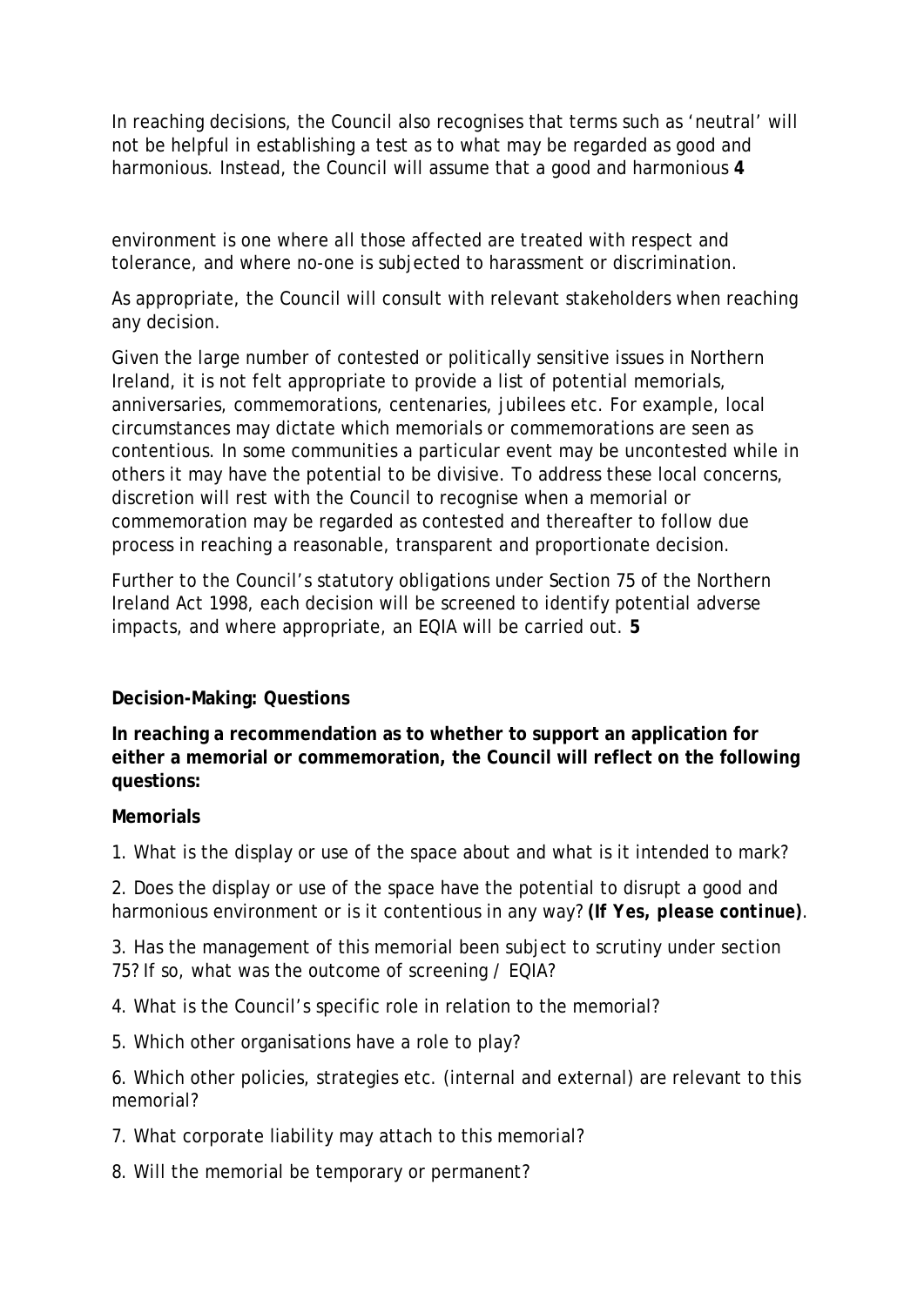In reaching decisions, the Council also recognises that terms such as 'neutral' will not be helpful in establishing a test as to what may be regarded as good and harmonious. Instead, the Council will assume that a good and harmonious environment is one where all those affected are treated with respect and tolerance, and where no-one is subjected to harassment or discrimination.

As appropriate, the Council will consult with relevant stakeholders when reaching any decision.

Given the large number of contested or politically sensitive issues in Northern Ireland, it is not felt appropriate to provide a list of potential memorials, anniversaries, commemorations, centenaries, jubilees etc. For example, local circumstances may dictate which memorials or commemorations are seen as contentious. In some communities a particular event may be uncontested while in others it may have the potential to be divisive. To address these local concerns, discretion will rest with the Council to recognise when a memorial or commemoration may be regarded as contested and thereafter to follow due process in reaching a reasonable, transparent and proportionate decision.

Further to the Council's statutory obligations under Section 75 of the Northern Ireland Act 1998, each decision will be screened to identify potential adverse impacts, and where appropriate, an EQIA will be carried out.

**Decision-Making: Questions**

**In reaching a recommendation as to whether to support an application for either a memorial or commemoration, the Council will reflect on the following questions:**

**Memorials**

1. What is the display or use of the space about and what is it intended to mark?

2. Does the display or use of the space have the potential to disrupt a good and harmonious environment or is it contentious in any way? ***(If Yes, please continue)***.

3. Has the management of this memorial been subject to scrutiny under section 75? If so, what was the outcome of screening / EQIA?

4. What is the Council's specific role in relation to the memorial?

5. Which other organisations have a role to play?

6. Which other policies, strategies etc. (internal and external) are relevant to this memorial?

7. What corporate liability may attach to this memorial?

8. Will the memorial be temporary or permanent?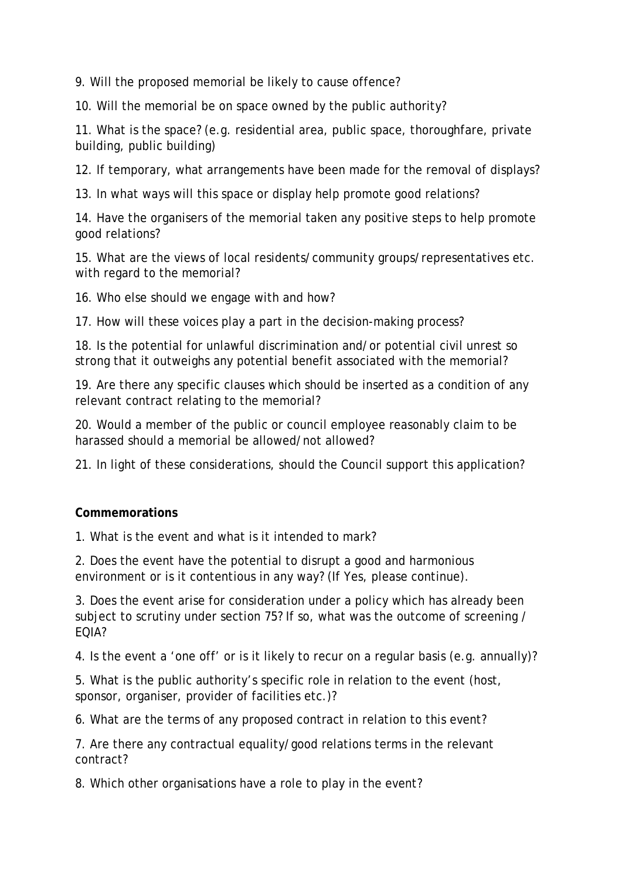9. Will the proposed memorial be likely to cause offence?

10. Will the memorial be on space owned by the public authority?

11. What is the space? (e.g. residential area, public space, thoroughfare, private building, public building)

12. If temporary, what arrangements have been made for the removal of displays?

13. In what ways will this space or display help promote good relations?

14. Have the organisers of the memorial taken any positive steps to help promote good relations?

15. What are the views of local residents/community groups/representatives etc. with regard to the memorial?

16. Who else should we engage with and how?

17. How will these voices play a part in the decision-making process?

18. Is the potential for unlawful discrimination and/or potential civil unrest so strong that it outweighs any potential benefit associated with the memorial?

19. Are there any specific clauses which should be inserted as a condition of any relevant contract relating to the memorial?

20. Would a member of the public or council employee reasonably claim to be harassed should a memorial be allowed/not allowed?

21. In light of these considerations, should the Council support this application?

**Commemorations**

1. What is the event and what is it intended to mark?

2. Does the event have the potential to disrupt a good and harmonious environment or is it contentious in any way? (If Yes, please continue).

3. Does the event arise for consideration under a policy which has already been subject to scrutiny under section 75? If so, what was the outcome of screening / EQIA?

4. Is the event a 'one off' or is it likely to recur on a regular basis (e.g. annually)?

5. What is the public authority's specific role in relation to the event (host, sponsor, organiser, provider of facilities etc.)?

6. What are the terms of any proposed contract in relation to this event?

7. Are there any contractual equality/good relations terms in the relevant contract?

8. Which other organisations have a role to play in the event?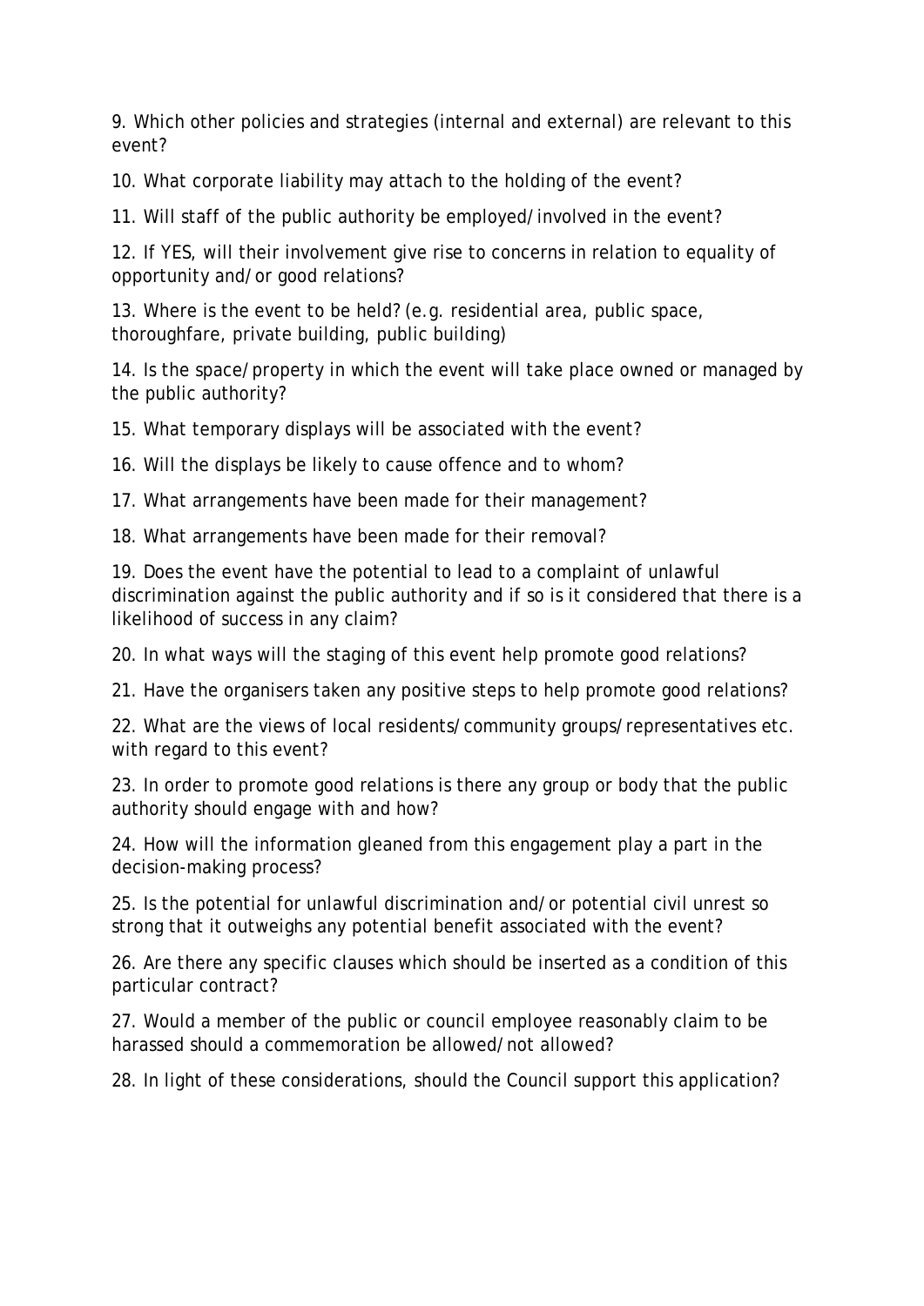9. Which other policies and strategies (internal and external) are relevant to this event?

10. What corporate liability may attach to the holding of the event?

11. Will staff of the public authority be employed/involved in the event?

12. If YES, will their involvement give rise to concerns in relation to equality of opportunity and/or good relations?

13. Where is the event to be held? (e.g. residential area, public space, thoroughfare, private building, public building)

14. Is the space/property in which the event will take place owned or managed by the public authority?

15. What temporary displays will be associated with the event?

16. Will the displays be likely to cause offence and to whom?

17. What arrangements have been made for their management?

18. What arrangements have been made for their removal?

19. Does the event have the potential to lead to a complaint of unlawful discrimination against the public authority and if so is it considered that there is a likelihood of success in any claim?

20. In what ways will the staging of this event help promote good relations?

21. Have the organisers taken any positive steps to help promote good relations?

22. What are the views of local residents/community groups/representatives etc. with regard to this event?

23. In order to promote good relations is there any group or body that the public authority should engage with and how?

24. How will the information gleaned from this engagement play a part in the decision-making process?

25. Is the potential for unlawful discrimination and/or potential civil unrest so strong that it outweighs any potential benefit associated with the event?

26. Are there any specific clauses which should be inserted as a condition of this particular contract?

27. Would a member of the public or council employee reasonably claim to be harassed should a commemoration be allowed/not allowed?

28. In light of these considerations, should the Council support this application?